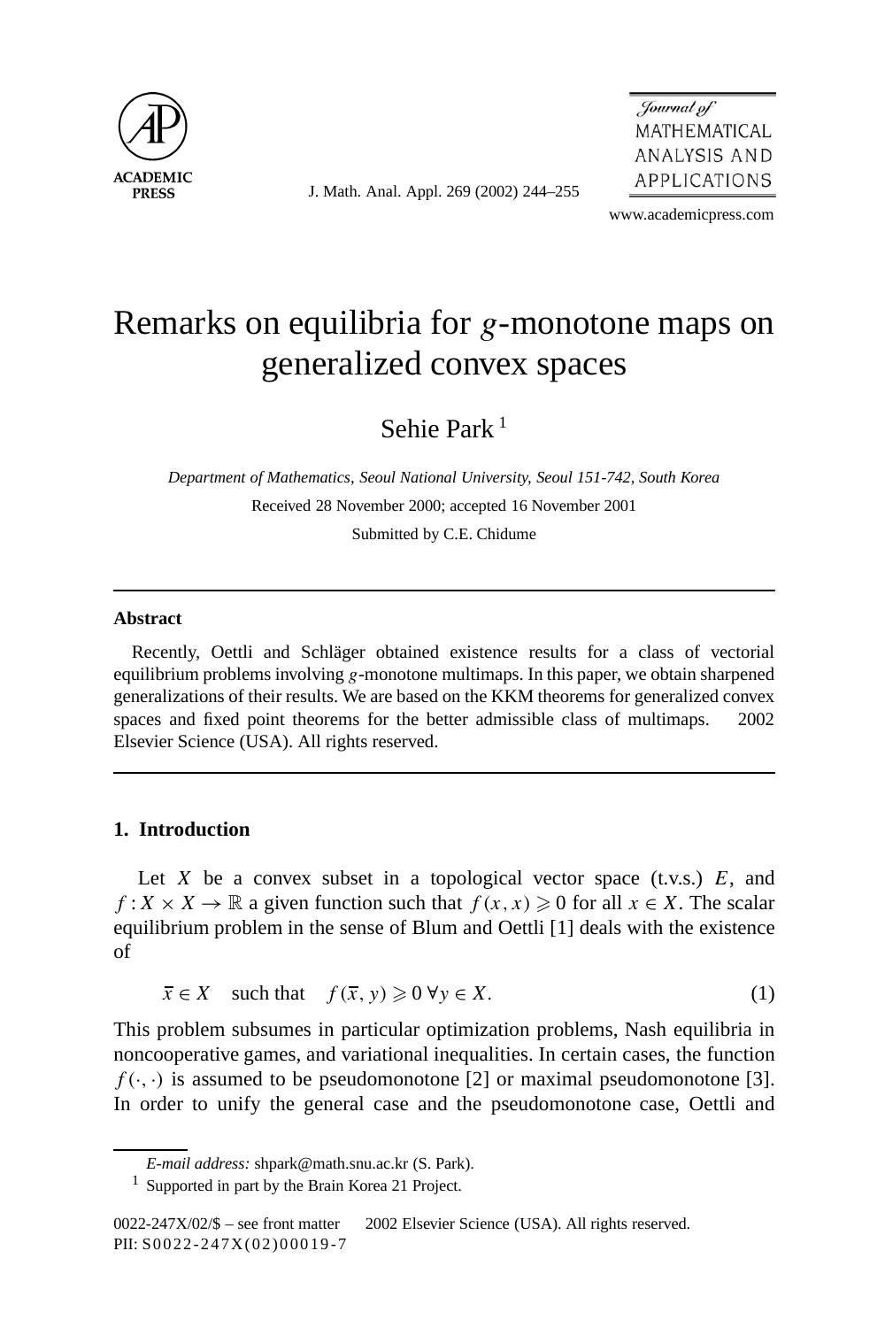# Remarks on equilibria for $g$-monotone maps on generalized convex spaces

Sehie Park [1]

*Department of Mathematics, Seoul National University, Seoul 151-742, South Korea*

Received 28 November 2000; accepted 16 November 2001

Submitted by C.E. Chidume

---

**Abstract**

Recently, Oettli and Schläger obtained existence results for a class of vectorial equilibrium problems involving $g$-monotone multimaps. In this paper, we obtain sharpened generalizations of their results. We are based on the KKM theorems for generalized convex spaces and fixed point theorems for the better admissible class of multimaps. © 2002 Elsevier Science (USA). All rights reserved.

---

## 1. Introduction

Let $X$ be a convex subset in a topological vector space (t.v.s.) $E$, and $f: X \times X \to \mathbb{R}$ a given function such that $f(x,x) \geqslant 0$ for all $x \in X$. The scalar equilibrium problem in the sense of Blum and Oettli [1] deals with the existence of

$$\bar{x} \in X \quad \text{such that} \quad f(\bar{x}, y) \geqslant 0 \; \forall y \in X. \tag{1}$$

This problem subsumes in particular optimization problems, Nash equilibria in noncooperative games, and variational inequalities. In certain cases, the function $f(\cdot,\cdot)$ is assumed to be pseudomonotone [2] or maximal pseudomonotone [3]. In order to unify the general case and the pseudomonotone case, Oettli and

*E-mail address:* shpark@math.snu.ac.kr (S. Park).

[1] Supported in part by the Brain Korea 21 Project.

0022-247X/02/$ – see front matter © 2002 Elsevier Science (USA). All rights reserved.
PII: S0022-247X(02)00019-7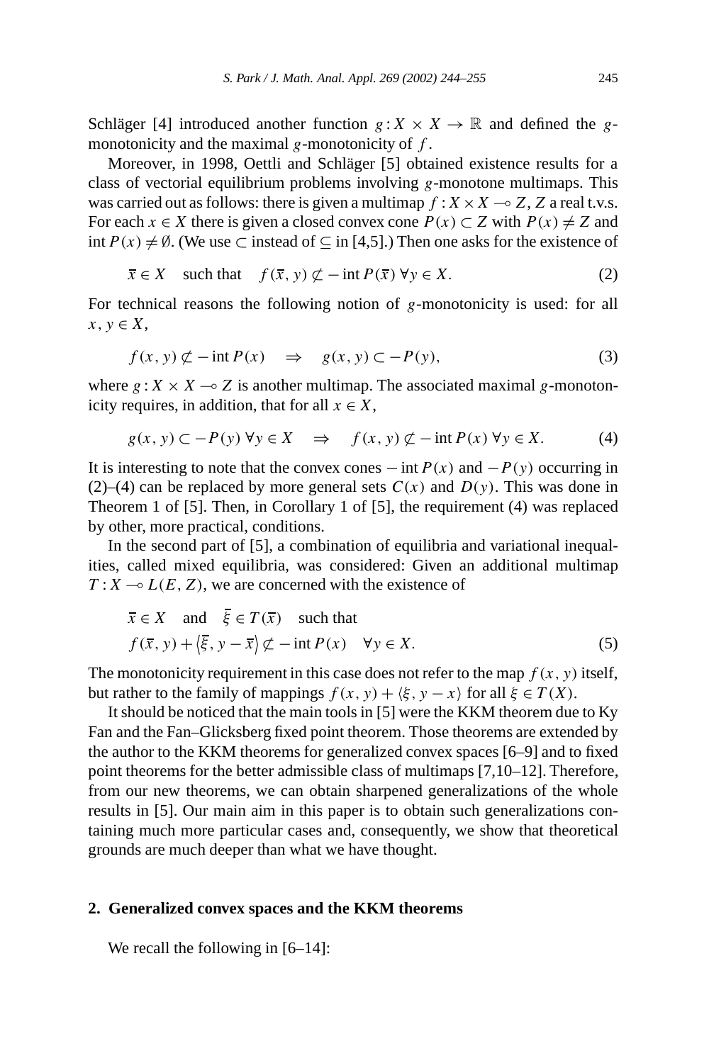Schläger [4] introduced another function $g : X \times X \to \mathbb{R}$ and defined the $g$-monotonicity and the maximal $g$-monotonicity of $f$.

Moreover, in 1998, Oettli and Schläger [5] obtained existence results for a class of vectorial equilibrium problems involving $g$-monotone multimaps. This was carried out as follows: there is given a multimap $f : X \times X \multimap Z$, $Z$ a real t.v.s. For each $x \in X$ there is given a closed convex cone $P(x) \subset Z$ with $P(x) \neq Z$ and $\operatorname{int} P(x) \neq \emptyset$. (We use $\subset$ instead of $\subseteq$ in [4,5].) Then one asks for the existence of

$$\bar{x} \in X \quad \text{such that} \quad f(\bar{x}, y) \not\subset -\operatorname{int} P(\bar{x}) \ \forall y \in X. \tag{2}$$

For technical reasons the following notion of $g$-monotonicity is used: for all $x, y \in X$,

$$f(x, y) \not\subset -\operatorname{int} P(x) \quad \Rightarrow \quad g(x, y) \subset -P(y), \tag{3}$$

where $g : X \times X \multimap Z$ is another multimap. The associated maximal $g$-monotonicity requires, in addition, that for all $x \in X$,

$$g(x, y) \subset -P(y) \ \forall y \in X \quad \Rightarrow \quad f(x, y) \not\subset -\operatorname{int} P(x) \ \forall y \in X. \tag{4}$$

It is interesting to note that the convex cones $-\operatorname{int} P(x)$ and $-P(y)$ occurring in (2)–(4) can be replaced by more general sets $C(x)$ and $D(y)$. This was done in Theorem 1 of [5]. Then, in Corollary 1 of [5], the requirement (4) was replaced by other, more practical, conditions.

In the second part of [5], a combination of equilibria and variational inequalities, called mixed equilibria, was considered: Given an additional multimap $T : X \multimap L(E, Z)$, we are concerned with the existence of

$$\begin{aligned} &\bar{x} \in X \quad \text{and} \quad \bar{\xi} \in T(\bar{x}) \quad \text{such that} \\ &f(\bar{x}, y) + \langle \bar{\xi}, y - \bar{x} \rangle \not\subset -\operatorname{int} P(x) \quad \forall y \in X. \end{aligned} \tag{5}$$

The monotonicity requirement in this case does not refer to the map $f(x, y)$ itself, but rather to the family of mappings $f(x, y) + \langle \xi, y - x \rangle$ for all $\xi \in T(X)$.

It should be noticed that the main tools in [5] were the KKM theorem due to Ky Fan and the Fan–Glicksberg fixed point theorem. Those theorems are extended by the author to the KKM theorems for generalized convex spaces [6–9] and to fixed point theorems for the better admissible class of multimaps [7,10–12]. Therefore, from our new theorems, we can obtain sharpened generalizations of the whole results in [5]. Our main aim in this paper is to obtain such generalizations containing much more particular cases and, consequently, we show that theoretical grounds are much deeper than what we have thought.

## 2. Generalized convex spaces and the KKM theorems

We recall the following in [6–14]: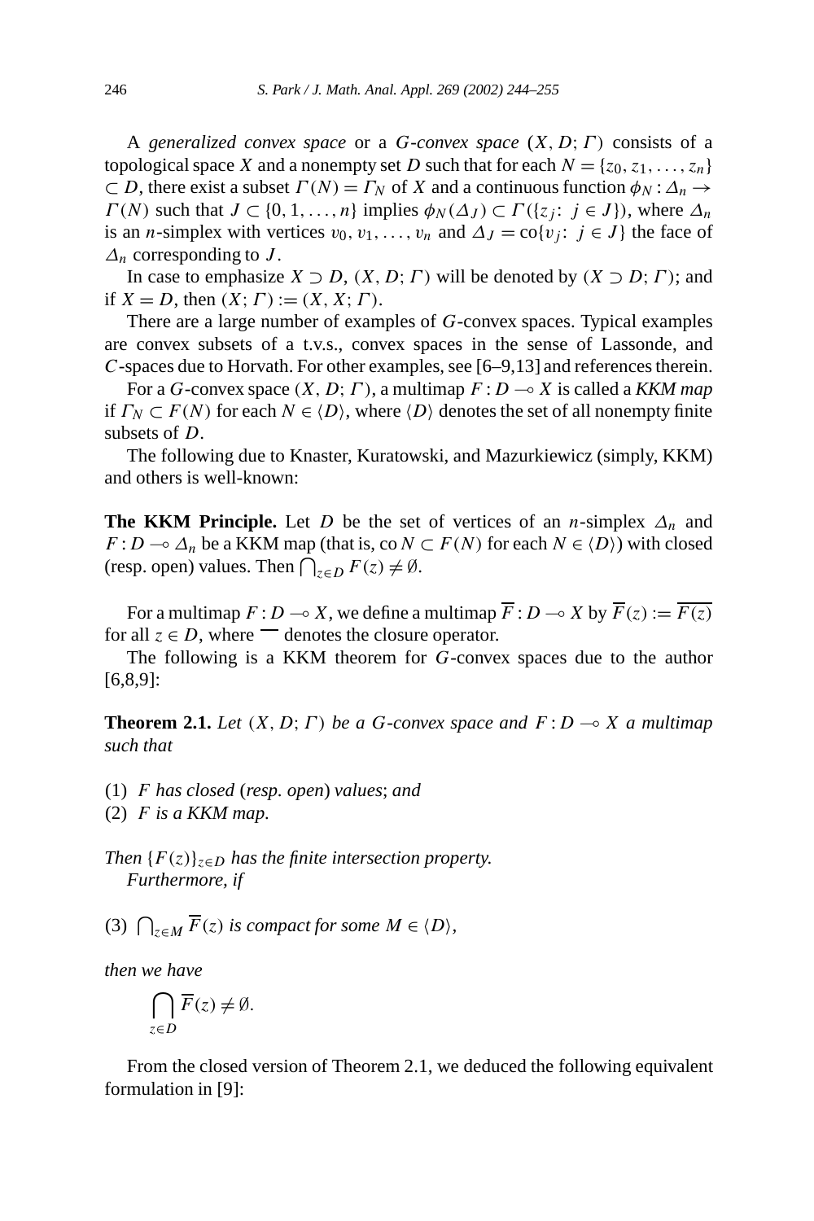A *generalized convex space* or a *G-convex space* $(X, D; \Gamma)$ consists of a topological space $X$ and a nonempty set $D$ such that for each $N = \{z_0, z_1, \ldots, z_n\} \subset D$, there exist a subset $\Gamma(N) = \Gamma_N$ of $X$ and a continuous function $\phi_N : \Delta_n \to \Gamma(N)$ such that $J \subset \{0, 1, \ldots, n\}$ implies $\phi_N(\Delta_J) \subset \Gamma(\{z_j :\ j \in J\})$, where $\Delta_n$ is an $n$-simplex with vertices $v_0, v_1, \ldots, v_n$ and $\Delta_J = \mathrm{co}\{v_j :\ j \in J\}$ the face of $\Delta_n$ corresponding to $J$.

In case to emphasize $X \supset D$, $(X, D; \Gamma)$ will be denoted by $(X \supset D; \Gamma)$; and if $X = D$, then $(X; \Gamma) := (X, X; \Gamma)$.

There are a large number of examples of $G$-convex spaces. Typical examples are convex subsets of a t.v.s., convex spaces in the sense of Lassonde, and $C$-spaces due to Horvath. For other examples, see [6–9,13] and references therein.

For a $G$-convex space $(X, D; \Gamma)$, a multimap $F : D \multimap X$ is called a *KKM map* if $\Gamma_N \subset F(N)$ for each $N \in \langle D \rangle$, where $\langle D \rangle$ denotes the set of all nonempty finite subsets of $D$.

The following due to Knaster, Kuratowski, and Mazurkiewicz (simply, KKM) and others is well-known:

**The KKM Principle.** Let $D$ be the set of vertices of an $n$-simplex $\Delta_n$ and $F : D \multimap \Delta_n$ be a KKM map (that is, $\mathrm{co}\, N \subset F(N)$ for each $N \in \langle D \rangle$) with closed (resp. open) values. Then $\bigcap_{z \in D} F(z) \neq \emptyset$.

For a multimap $F : D \multimap X$, we define a multimap $\overline{F} : D \multimap X$ by $\overline{F}(z) := \overline{F(z)}$ for all $z \in D$, where $\overline{\phantom{x}}$ denotes the closure operator.

The following is a KKM theorem for $G$-convex spaces due to the author [6,8,9]:

**Theorem 2.1.** *Let $(X, D; \Gamma)$ be a $G$-convex space and $F : D \multimap X$ a multimap such that*

(1) *$F$ has closed* (*resp. open*) *values*; *and*
(2) *$F$ is a KKM map.*

*Then $\{F(z)\}_{z \in D}$ has the finite intersection property.*
*Furthermore, if*

(3) *$\bigcap_{z \in M} \overline{F}(z)$ is compact for some $M \in \langle D \rangle$,*

*then we have*

$$\bigcap_{z \in D} \overline{F}(z) \neq \emptyset.$$

From the closed version of Theorem 2.1, we deduced the following equivalent formulation in [9]: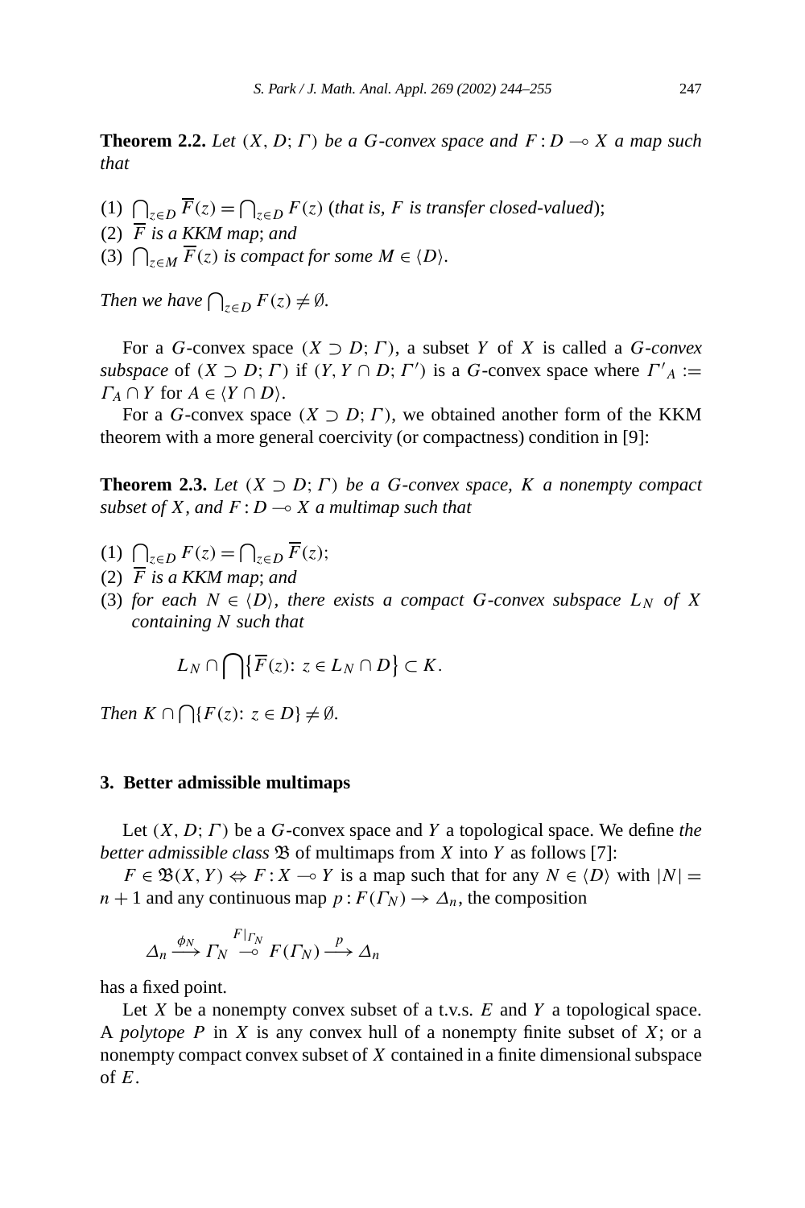**Theorem 2.2.** *Let $(X, D; \Gamma)$ be a $G$-convex space and $F : D \multimap X$ a map such that*

(1) $\bigcap_{z\in D} \overline{F}(z) = \bigcap_{z\in D} F(z)$ (*that is, $F$ is transfer closed-valued*);
(2) *$\overline{F}$ is a KKM map*; *and*
(3) *$\bigcap_{z\in M} \overline{F}(z)$ is compact for some $M \in \langle D\rangle$.*

*Then we have $\bigcap_{z\in D} F(z) \neq \emptyset$.*

For a $G$-convex space $(X \supset D; \Gamma)$, a subset $Y$ of $X$ is called a *$G$-convex subspace* of $(X \supset D; \Gamma)$ if $(Y, Y \cap D; \Gamma')$ is a $G$-convex space where $\Gamma'_A := \Gamma_A \cap Y$ for $A \in \langle Y \cap D\rangle$.

For a $G$-convex space $(X \supset D; \Gamma)$, we obtained another form of the KKM theorem with a more general coercivity (or compactness) condition in [9]:

**Theorem 2.3.** *Let $(X \supset D; \Gamma)$ be a $G$-convex space, $K$ a nonempty compact subset of $X$, and $F : D \multimap X$ a multimap such that*

(1) $\bigcap_{z\in D} F(z) = \bigcap_{z\in D} \overline{F}(z)$;
(2) *$\overline{F}$ is a KKM map*; *and*
(3) *for each $N \in \langle D\rangle$, there exists a compact $G$-convex subspace $L_N$ of $X$ containing $N$ such that*

$$L_N \cap \bigcap\big\{\overline{F}(z)\colon z \in L_N \cap D\big\} \subset K.$$

*Then $K \cap \bigcap\{F(z)\colon z \in D\} \neq \emptyset$.*

## 3. Better admissible multimaps

Let $(X, D; \Gamma)$ be a $G$-convex space and $Y$ a topological space. We define *the better admissible class* $\mathfrak{B}$ of multimaps from $X$ into $Y$ as follows [7]:

$F \in \mathfrak{B}(X, Y) \Leftrightarrow F : X \multimap Y$ is a map such that for any $N \in \langle D\rangle$ with $|N| = n + 1$ and any continuous map $p : F(\Gamma_N) \to \Delta_n$, the composition

$$\Delta_n \xrightarrow{\phi_N} \Gamma_N \overset{F|_{\Gamma_N}}{\multimap} F(\Gamma_N) \xrightarrow{p} \Delta_n$$

has a fixed point.

Let $X$ be a nonempty convex subset of a t.v.s. $E$ and $Y$ a topological space. A *polytope* $P$ in $X$ is any convex hull of a nonempty finite subset of $X$; or a nonempty compact convex subset of $X$ contained in a finite dimensional subspace of $E$.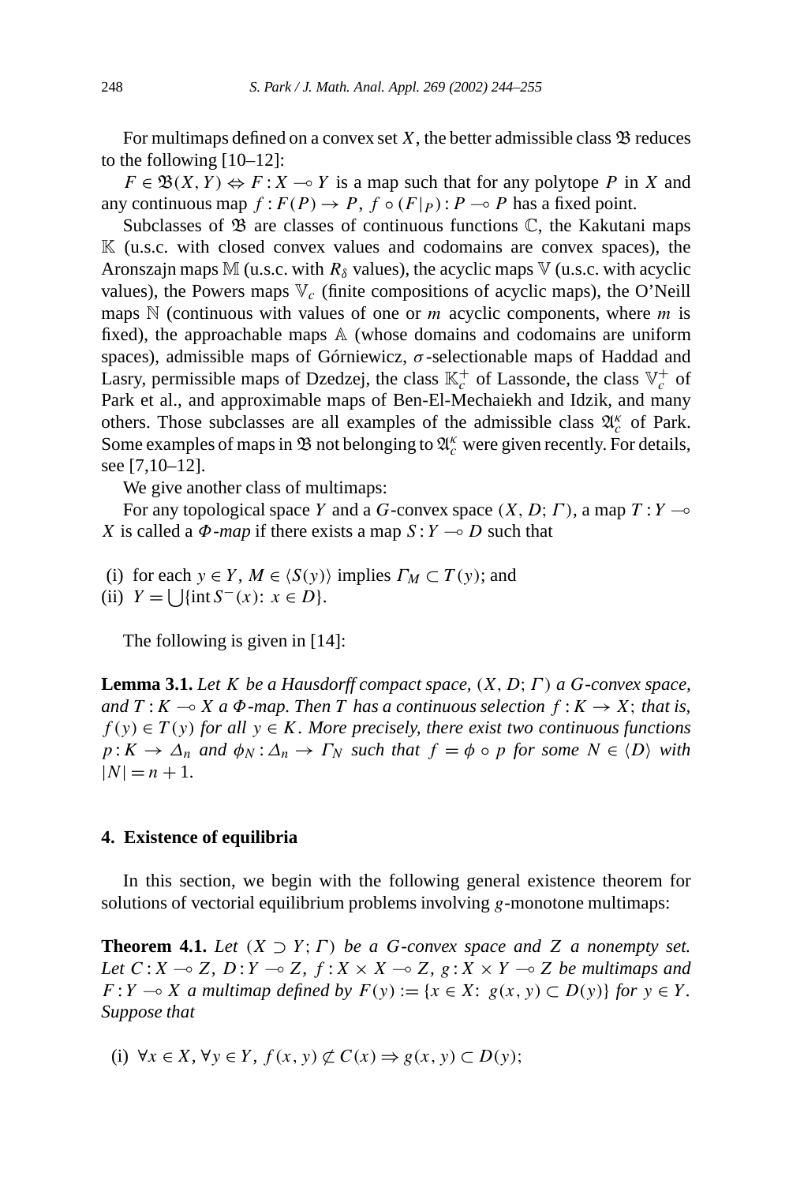For multimaps defined on a convex set $X$, the better admissible class $\mathfrak{B}$ reduces to the following [10–12]:

$F \in \mathfrak{B}(X,Y) \Leftrightarrow F : X \multimap Y$ is a map such that for any polytope $P$ in $X$ and any continuous map $f : F(P) \to P$, $f \circ (F|_P) : P \multimap P$ has a fixed point.

Subclasses of $\mathfrak{B}$ are classes of continuous functions $\mathbb{C}$, the Kakutani maps $\mathbb{K}$ (u.s.c. with closed convex values and codomains are convex spaces), the Aronszajn maps $\mathbb{M}$ (u.s.c. with $R_\delta$ values), the acyclic maps $\mathbb{V}$ (u.s.c. with acyclic values), the Powers maps $\mathbb{V}_c$ (finite compositions of acyclic maps), the O'Neill maps $\mathbb{N}$ (continuous with values of one or $m$ acyclic components, where $m$ is fixed), the approachable maps $\mathbb{A}$ (whose domains and codomains are uniform spaces), admissible maps of Górniewicz, $\sigma$-selectionable maps of Haddad and Lasry, permissible maps of Dzedzej, the class $\mathbb{K}_c^+$ of Lassonde, the class $\mathbb{V}_c^+$ of Park et al., and approximable maps of Ben-El-Mechaiekh and Idzik, and many others. Those subclasses are all examples of the admissible class $\mathfrak{A}_c^\kappa$ of Park. Some examples of maps in $\mathfrak{B}$ not belonging to $\mathfrak{A}_c^\kappa$ were given recently. For details, see [7,10–12].

We give another class of multimaps:

For any topological space $Y$ and a $G$-convex space $(X, D; \Gamma)$, a map $T : Y \multimap X$ is called a *$\Phi$-map* if there exists a map $S : Y \multimap D$ such that

(i) for each $y \in Y$, $M \in \langle S(y) \rangle$ implies $\Gamma_M \subset T(y)$; and
(ii) $Y = \bigcup \{\operatorname{int} S^-(x) : x \in D\}$.

The following is given in [14]:

**Lemma 3.1.** *Let $K$ be a Hausdorff compact space, $(X, D; \Gamma)$ a $G$-convex space, and $T : K \multimap X$ a $\Phi$-map. Then $T$ has a continuous selection $f : K \to X$; that is, $f(y) \in T(y)$ for all $y \in K$. More precisely, there exist two continuous functions $p : K \to \Delta_n$ and $\phi_N : \Delta_n \to \Gamma_N$ such that $f = \phi \circ p$ for some $N \in \langle D \rangle$ with $|N| = n + 1$.*

## 4. Existence of equilibria

In this section, we begin with the following general existence theorem for solutions of vectorial equilibrium problems involving $g$-monotone multimaps:

**Theorem 4.1.** *Let $(X \supset Y; \Gamma)$ be a $G$-convex space and $Z$ a nonempty set. Let $C : X \multimap Z$, $D : Y \multimap Z$, $f : X \times X \multimap Z$, $g : X \times Y \multimap Z$ be multimaps and $F : Y \multimap X$ a multimap defined by $F(y) := \{x \in X : g(x, y) \subset D(y)\}$ for $y \in Y$. Suppose that*

(i) $\forall x \in X, \forall y \in Y$, $f(x, y) \not\subset C(x) \Rightarrow g(x, y) \subset D(y)$;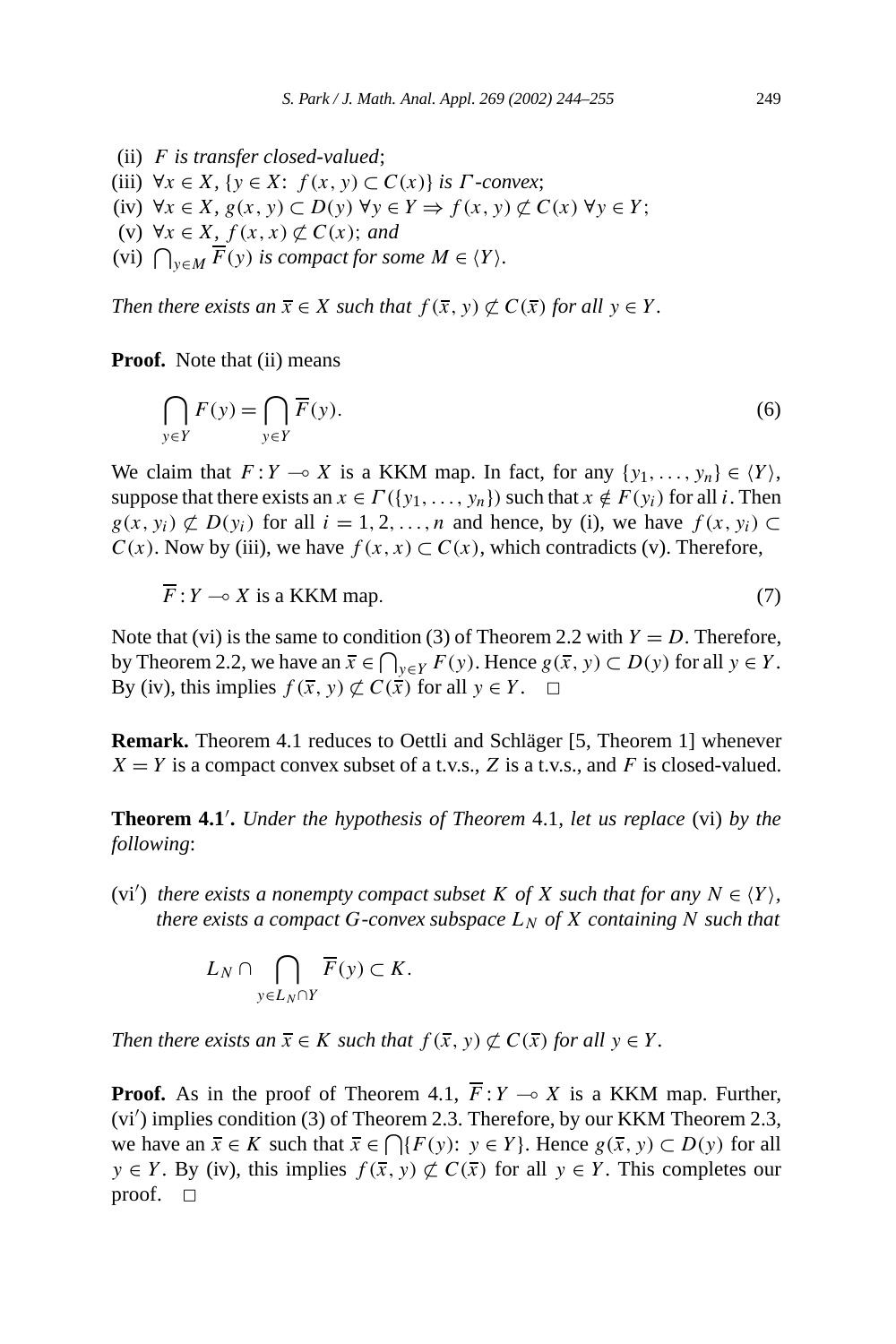(ii) *$F$ is transfer closed-valued*;

(iii) $\forall x \in X$, $\{y \in X\colon\ f(x,y) \subset C(x)\}$ *is $\Gamma$-convex*;

(iv) $\forall x \in X$, $g(x,y) \subset D(y)\ \forall y \in Y \Rightarrow f(x,y) \not\subset C(x)\ \forall y \in Y$;

(v) $\forall x \in X$, $f(x,x) \not\subset C(x)$; *and*

(vi) $\bigcap_{y \in M} \overline{F}(y)$ *is compact for some $M \in \langle Y \rangle$.*

*Then there exists an $\bar{x} \in X$ such that $f(\bar{x}, y) \not\subset C(\bar{x})$ for all $y \in Y$.*

**Proof.** Note that (ii) means

$$\bigcap_{y \in Y} F(y) = \bigcap_{y \in Y} \overline{F}(y). \tag{6}$$

We claim that $F : Y \multimap X$ is a KKM map. In fact, for any $\{y_1, \dots, y_n\} \in \langle Y \rangle$, suppose that there exists an $x \in \Gamma(\{y_1, \dots, y_n\})$ such that $x \notin F(y_i)$ for all $i$. Then $g(x, y_i) \not\subset D(y_i)$ for all $i = 1, 2, \dots, n$ and hence, by (i), we have $f(x, y_i) \subset C(x)$. Now by (iii), we have $f(x,x) \subset C(x)$, which contradicts (v). Therefore,

$$\overline{F} : Y \multimap X \text{ is a KKM map.} \tag{7}$$

Note that (vi) is the same to condition (3) of Theorem 2.2 with $Y = D$. Therefore, by Theorem 2.2, we have an $\bar{x} \in \bigcap_{y \in Y} F(y)$. Hence $g(\bar{x}, y) \subset D(y)$ for all $y \in Y$. By (iv), this implies $f(\bar{x}, y) \not\subset C(\bar{x})$ for all $y \in Y$. $\square$

**Remark.** Theorem 4.1 reduces to Oettli and Schläger [5, Theorem 1] whenever $X = Y$ is a compact convex subset of a t.v.s., $Z$ is a t.v.s., and $F$ is closed-valued.

**Theorem 4.1′.** *Under the hypothesis of Theorem* 4.1, *let us replace* (vi) *by the following*:

(vi′) *there exists a nonempty compact subset $K$ of $X$ such that for any $N \in \langle Y \rangle$, there exists a compact $G$-convex subspace $L_N$ of $X$ containing $N$ such that*

$$L_N \cap \bigcap_{y \in L_N \cap Y} \overline{F}(y) \subset K.$$

*Then there exists an $\bar{x} \in K$ such that $f(\bar{x}, y) \not\subset C(\bar{x})$ for all $y \in Y$.*

**Proof.** As in the proof of Theorem 4.1, $\overline{F} : Y \multimap X$ is a KKM map. Further, (vi′) implies condition (3) of Theorem 2.3. Therefore, by our KKM Theorem 2.3, we have an $\bar{x} \in K$ such that $\bar{x} \in \bigcap\{F(y)\colon\ y \in Y\}$. Hence $g(\bar{x}, y) \subset D(y)$ for all $y \in Y$. By (iv), this implies $f(\bar{x}, y) \not\subset C(\bar{x})$ for all $y \in Y$. This completes our proof. $\square$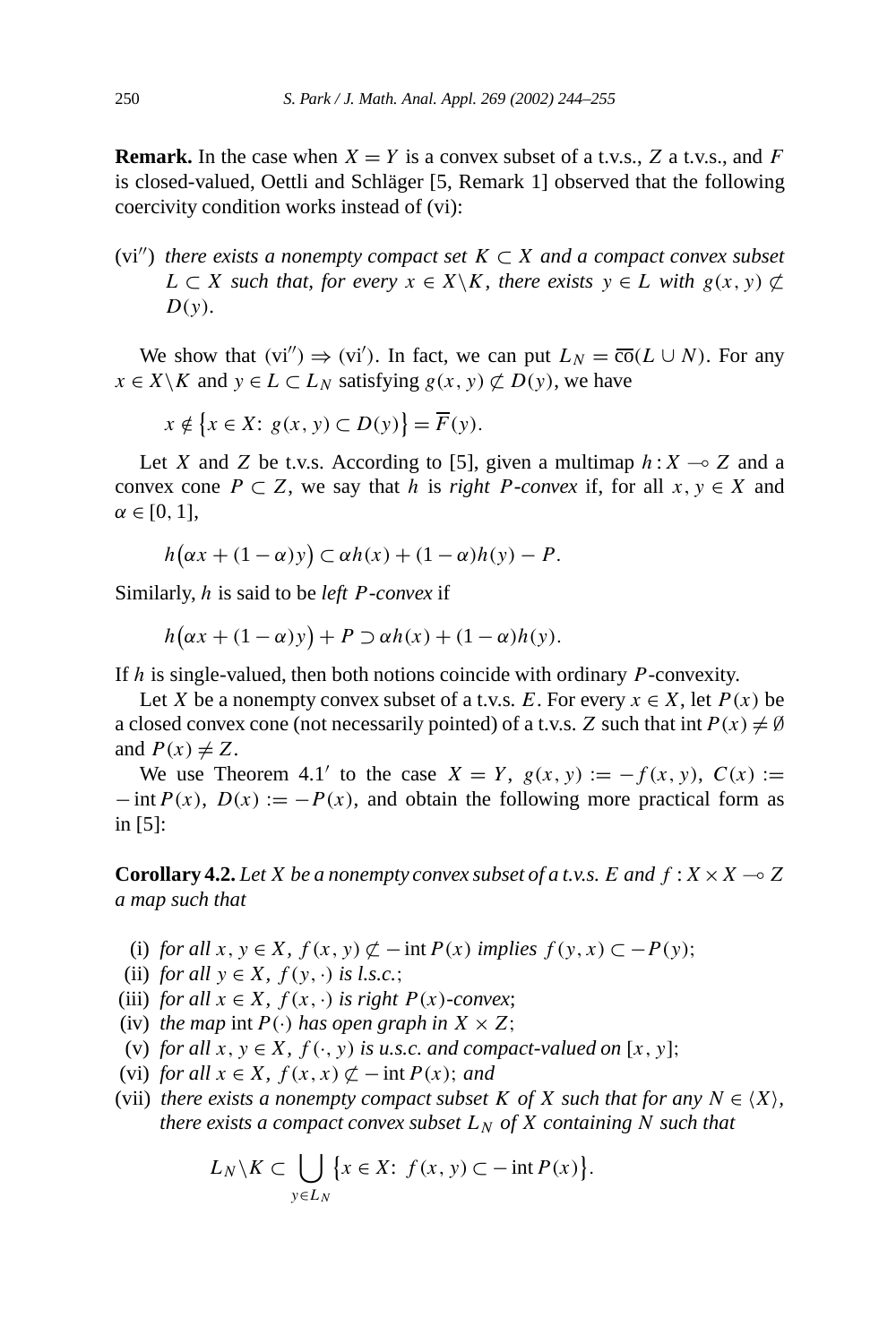**Remark.** In the case when $X = Y$ is a convex subset of a t.v.s., $Z$ a t.v.s., and $F$ is closed-valued, Oettli and Schläger [5, Remark 1] observed that the following coercivity condition works instead of (vi):

(vi$''$) *there exists a nonempty compact set $K \subset X$ and a compact convex subset $L \subset X$ such that, for every $x \in X \backslash K$, there exists $y \in L$ with $g(x, y) \not\subset D(y)$.*

We show that (vi$''$) $\Rightarrow$ (vi$'$). In fact, we can put $L_N = \overline{\text{co}}(L \cup N)$. For any $x \in X \backslash K$ and $y \in L \subset L_N$ satisfying $g(x, y) \not\subset D(y)$, we have

$$x \notin \{x \in X\colon\ g(x, y) \subset D(y)\} = \overline{F}(y).$$

Let $X$ and $Z$ be t.v.s. According to [5], given a multimap $h : X \multimap Z$ and a convex cone $P \subset Z$, we say that $h$ is *right $P$-convex* if, for all $x, y \in X$ and $\alpha \in [0, 1]$,

$$h\big(\alpha x + (1 - \alpha)y\big) \subset \alpha h(x) + (1 - \alpha)h(y) - P.$$

Similarly, $h$ is said to be *left $P$-convex* if

$$h\big(\alpha x + (1 - \alpha)y\big) + P \supset \alpha h(x) + (1 - \alpha)h(y).$$

If $h$ is single-valued, then both notions coincide with ordinary $P$-convexity.

Let $X$ be a nonempty convex subset of a t.v.s. $E$. For every $x \in X$, let $P(x)$ be a closed convex cone (not necessarily pointed) of a t.v.s. $Z$ such that $\text{int}\, P(x) \neq \emptyset$ and $P(x) \neq Z$.

We use Theorem 4.1$'$ to the case $X = Y$, $g(x, y) := -f(x, y)$, $C(x) := -\,\text{int}\, P(x)$, $D(x) := -P(x)$, and obtain the following more practical form as in [5]:

**Corollary 4.2.** *Let $X$ be a nonempty convex subset of a t.v.s. $E$ and $f : X \times X \multimap Z$ a map such that*

(i) *for all $x, y \in X$, $f(x, y) \not\subset -\,\text{int}\, P(x)$ implies $f(y, x) \subset -P(y)$;*
(ii) *for all $y \in X$, $f(y, \cdot)$ is l.s.c.;*
(iii) *for all $x \in X$, $f(x, \cdot)$ is right $P(x)$-convex;*
(iv) *the map $\text{int}\, P(\cdot)$ has open graph in $X \times Z$;*
(v) *for all $x, y \in X$, $f(\cdot, y)$ is u.s.c. and compact-valued on $[x, y]$;*
(vi) *for all $x \in X$, $f(x, x) \not\subset -\,\text{int}\, P(x)$; and*
(vii) *there exists a nonempty compact subset $K$ of $X$ such that for any $N \in \langle X \rangle$, there exists a compact convex subset $L_N$ of $X$ containing $N$ such that*

$$L_N \backslash K \subset \bigcup_{y \in L_N} \{x \in X\colon\ f(x, y) \subset -\,\text{int}\, P(x)\}.$$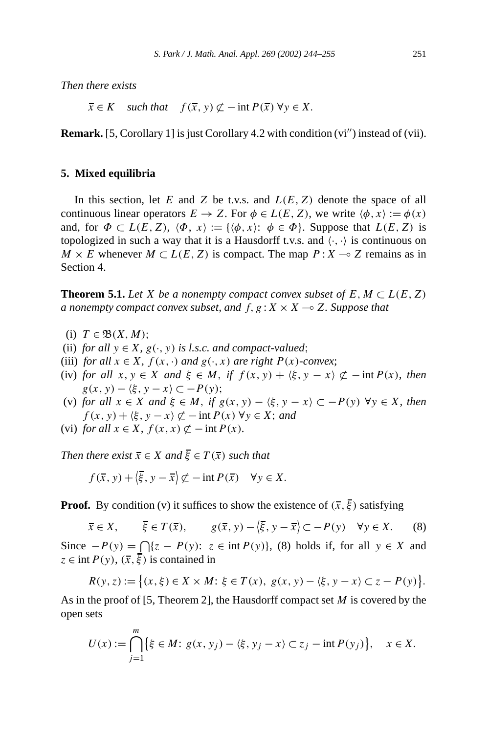*Then there exists*

$$\bar{x} \in K \quad \textit{such that} \quad f(\bar{x}, y) \not\subset -\operatorname{int} P(\bar{x}) \ \forall y \in X.$$

**Remark.** [5, Corollary 1] is just Corollary 4.2 with condition (vi$''$) instead of (vii).

## 5. Mixed equilibria

In this section, let $E$ and $Z$ be t.v.s. and $L(E, Z)$ denote the space of all continuous linear operators $E \to Z$. For $\phi \in L(E, Z)$, we write $\langle \phi, x \rangle := \phi(x)$ and, for $\Phi \subset L(E, Z)$, $\langle \Phi, x \rangle := \{\langle \phi, x \rangle \colon \phi \in \Phi\}$. Suppose that $L(E, Z)$ is topologized in such a way that it is a Hausdorff t.v.s. and $\langle \cdot, \cdot \rangle$ is continuous on $M \times E$ whenever $M \subset L(E, Z)$ is compact. The map $P : X \multimap Z$ remains as in Section 4.

**Theorem 5.1.** *Let $X$ be a nonempty compact convex subset of $E$, $M \subset L(E, Z)$ a nonempty compact convex subset, and $f, g : X \times X \multimap Z$. Suppose that*

(i) $T \in \mathfrak{B}(X, M)$;
(ii) *for all $y \in X$, $g(\cdot, y)$ is l.s.c. and compact-valued*;
(iii) *for all $x \in X$, $f(x, \cdot)$ and $g(\cdot, x)$ are right $P(x)$-convex*;
(iv) *for all $x, y \in X$ and $\xi \in M$, if $f(x, y) + \langle \xi, y - x \rangle \not\subset -\operatorname{int} P(x)$, then $g(x, y) - \langle \xi, y - x \rangle \subset -P(y)$*;
(v) *for all $x \in X$ and $\xi \in M$, if $g(x, y) - \langle \xi, y - x \rangle \subset -P(y)$ $\forall y \in X$, then $f(x, y) + \langle \xi, y - x \rangle \not\subset -\operatorname{int} P(x)$ $\forall y \in X$; and*
(vi) *for all $x \in X$, $f(x, x) \not\subset -\operatorname{int} P(x)$.*

*Then there exist $\bar{x} \in X$ and $\bar{\xi} \in T(\bar{x})$ such that*

$$f(\bar{x}, y) + \langle \bar{\xi}, y - \bar{x} \rangle \not\subset -\operatorname{int} P(\bar{x}) \quad \forall y \in X.$$

**Proof.** By condition (v) it suffices to show the existence of $(\bar{x}, \bar{\xi})$ satisfying

$$\bar{x} \in X, \qquad \bar{\xi} \in T(\bar{x}), \qquad g(\bar{x}, y) - \langle \bar{\xi}, y - \bar{x} \rangle \subset -P(y) \quad \forall y \in X. \tag{8}$$

Since $-P(y) = \bigcap \{z - P(y) \colon z \in \operatorname{int} P(y)\}$, (8) holds if, for all $y \in X$ and $z \in \operatorname{int} P(y)$, $(\bar{x}, \bar{\xi})$ is contained in

$$R(y, z) := \{(x, \xi) \in X \times M \colon \xi \in T(x),\ g(x, y) - \langle \xi, y - x \rangle \subset z - P(y)\}.$$

As in the proof of [5, Theorem 2], the Hausdorff compact set $M$ is covered by the open sets

$$U(x) := \bigcap_{j=1}^{m} \{\xi \in M \colon g(x, y_j) - \langle \xi, y_j - x \rangle \subset z_j - \operatorname{int} P(y_j)\}, \quad x \in X.$$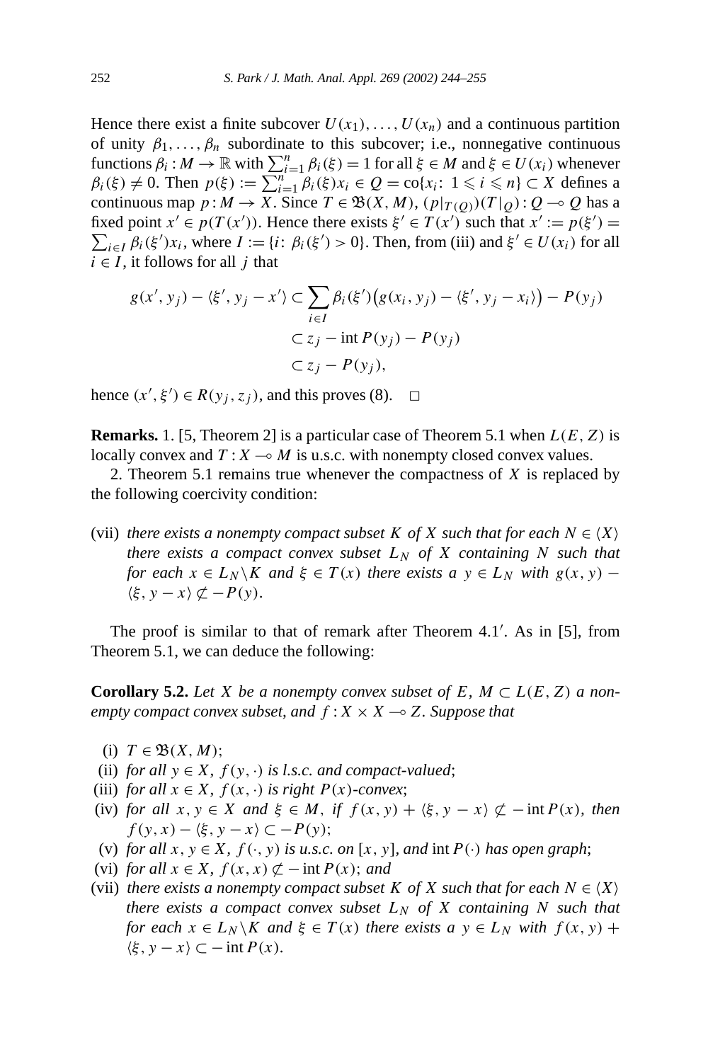Hence there exist a finite subcover $U(x_1), \ldots, U(x_n)$ and a continuous partition of unity $\beta_1, \ldots, \beta_n$ subordinate to this subcover; i.e., nonnegative continuous functions $\beta_i : M \to \mathbb{R}$ with $\sum_{i=1}^n \beta_i(\xi) = 1$ for all $\xi \in M$ and $\xi \in U(x_i)$ whenever $\beta_i(\xi) \neq 0$. Then $p(\xi) := \sum_{i=1}^n \beta_i(\xi) x_i \in Q = \operatorname{co}\{x_i\colon 1 \leqslant i \leqslant n\} \subset X$ defines a continuous map $p : M \to X$. Since $T \in \mathfrak{B}(X, M)$, $(p|_{T(Q)})(T|_Q) : Q \multimap Q$ has a fixed point $x' \in p(T(x'))$. Hence there exists $\xi' \in T(x')$ such that $x' := p(\xi') = \sum_{i \in I} \beta_i(\xi') x_i$, where $I := \{i\colon \beta_i(\xi') > 0\}$. Then, from (iii) and $\xi' \in U(x_i)$ for all $i \in I$, it follows for all $j$ that

$$
\begin{aligned}
g(x', y_j) - \langle \xi', y_j - x' \rangle &\subset \sum_{i \in I} \beta_i(\xi') \big( g(x_i, y_j) - \langle \xi', y_j - x_i \rangle \big) - P(y_j) \\
&\subset z_j - \operatorname{int} P(y_j) - P(y_j) \\
&\subset z_j - P(y_j),
\end{aligned}
$$

hence $(x', \xi') \in R(y_j, z_j)$, and this proves (8). $\square$

**Remarks.** 1. [5, Theorem 2] is a particular case of Theorem 5.1 when $L(E, Z)$ is locally convex and $T : X \multimap M$ is u.s.c. with nonempty closed convex values.

2. Theorem 5.1 remains true whenever the compactness of $X$ is replaced by the following coercivity condition:

(vii) *there exists a nonempty compact subset $K$ of $X$ such that for each $N \in \langle X \rangle$ there exists a compact convex subset $L_N$ of $X$ containing $N$ such that for each $x \in L_N \backslash K$ and $\xi \in T(x)$ there exists a $y \in L_N$ with $g(x, y) - \langle \xi, y - x \rangle \not\subset -P(y)$.*

The proof is similar to that of remark after Theorem 4.1′. As in [5], from Theorem 5.1, we can deduce the following:

**Corollary 5.2.** *Let $X$ be a nonempty convex subset of $E$, $M \subset L(E, Z)$ a nonempty compact convex subset, and $f : X \times X \multimap Z$. Suppose that*

(i) $T \in \mathfrak{B}(X, M)$;
(ii) *for all $y \in X$, $f(y, \cdot)$ is l.s.c. and compact-valued*;
(iii) *for all $x \in X$, $f(x, \cdot)$ is right $P(x)$-convex*;
(iv) *for all $x, y \in X$ and $\xi \in M$, if $f(x, y) + \langle \xi, y - x \rangle \not\subset -\operatorname{int} P(x)$, then $f(y, x) - \langle \xi, y - x \rangle \subset -P(y)$*;
(v) *for all $x, y \in X$, $f(\cdot, y)$ is u.s.c. on $[x, y]$, and $\operatorname{int} P(\cdot)$ has open graph*;
(vi) *for all $x \in X$, $f(x, x) \not\subset -\operatorname{int} P(x)$; and*
(vii) *there exists a nonempty compact subset $K$ of $X$ such that for each $N \in \langle X \rangle$ there exists a compact convex subset $L_N$ of $X$ containing $N$ such that for each $x \in L_N \backslash K$ and $\xi \in T(x)$ there exists a $y \in L_N$ with $f(x, y) + \langle \xi, y - x \rangle \subset -\operatorname{int} P(x)$.*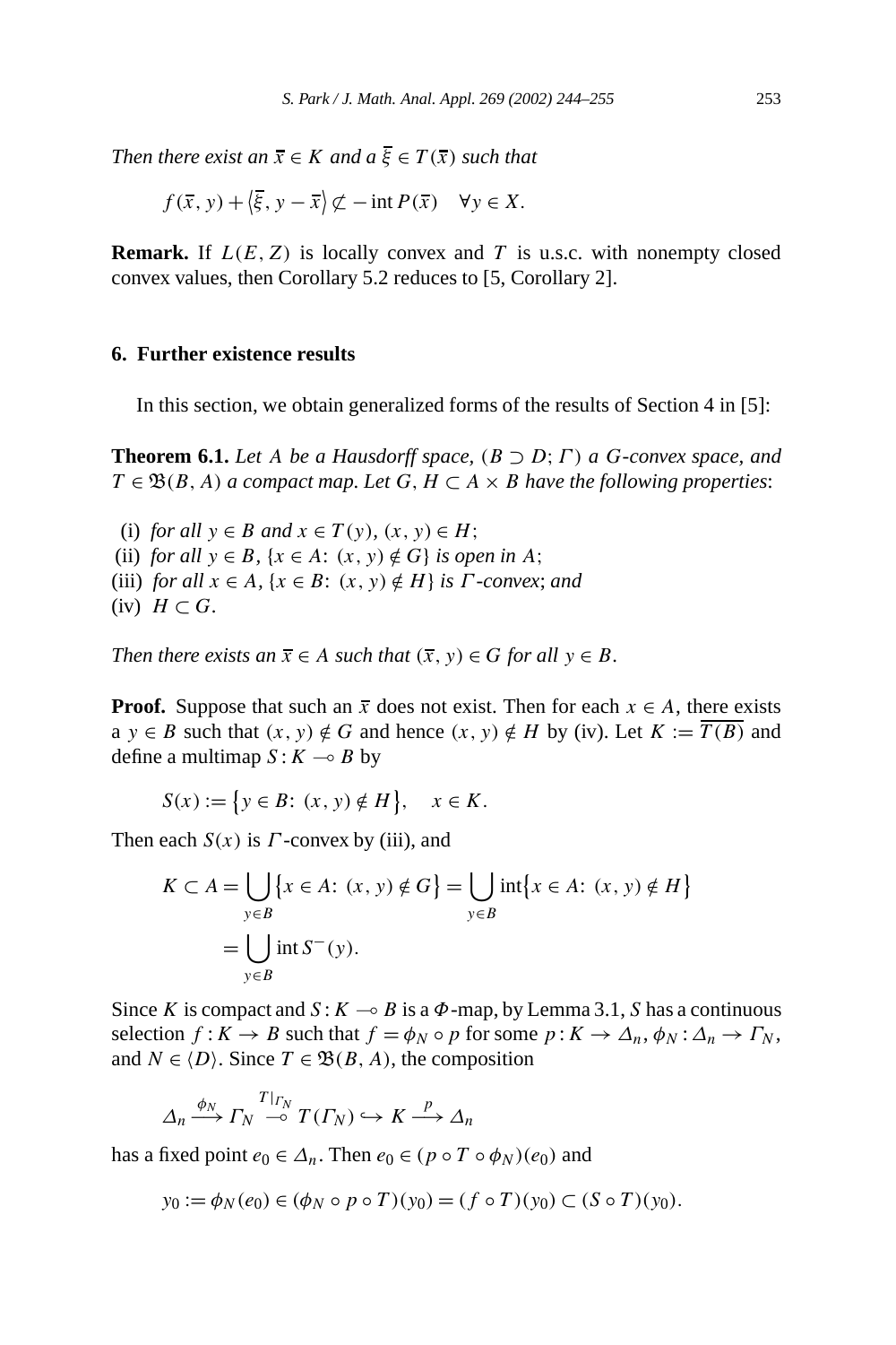*Then there exist an* $\bar{x} \in K$ *and a* $\bar{\xi} \in T(\bar{x})$ *such that*

$$f(\bar{x}, y) + \langle \bar{\xi}, y - \bar{x} \rangle \not\subset -\operatorname{int} P(\bar{x}) \quad \forall y \in X.$$

**Remark.** If $L(E, Z)$ is locally convex and $T$ is u.s.c. with nonempty closed convex values, then Corollary 5.2 reduces to [5, Corollary 2].

## 6. Further existence results

In this section, we obtain generalized forms of the results of Section 4 in [5]:

**Theorem 6.1.** *Let $A$ be a Hausdorff space, $(B \supset D; \Gamma)$ a $G$-convex space, and $T \in \mathfrak{B}(B, A)$ a compact map. Let $G, H \subset A \times B$ have the following properties*:

(i) *for all $y \in B$ and $x \in T(y)$, $(x, y) \in H$*;
(ii) *for all $y \in B$, $\{x \in A\colon (x, y) \notin G\}$ is open in $A$*;
(iii) *for all $x \in A$, $\{x \in B\colon (x, y) \notin H\}$ is $\Gamma$-convex*; *and*
(iv) $H \subset G$.

*Then there exists an $\bar{x} \in A$ such that $(\bar{x}, y) \in G$ for all $y \in B$.*

**Proof.** Suppose that such an $\bar{x}$ does not exist. Then for each $x \in A$, there exists a $y \in B$ such that $(x, y) \notin G$ and hence $(x, y) \notin H$ by (iv). Let $K := \overline{T(B)}$ and define a multimap $S : K \multimap B$ by

$$S(x) := \{y \in B\colon (x, y) \notin H\}, \quad x \in K.$$

Then each $S(x)$ is $\Gamma$-convex by (iii), and

$$\begin{aligned} K \subset A &= \bigcup_{y \in B} \{x \in A\colon (x, y) \notin G\} = \bigcup_{y \in B} \operatorname{int}\{x \in A\colon (x, y) \notin H\} \\ &= \bigcup_{y \in B} \operatorname{int} S^{-}(y). \end{aligned}$$

Since $K$ is compact and $S : K \multimap B$ is a $\Phi$-map, by Lemma 3.1, $S$ has a continuous selection $f : K \to B$ such that $f = \phi_N \circ p$ for some $p : K \to \Delta_n$, $\phi_N : \Delta_n \to \Gamma_N$, and $N \in \langle D \rangle$. Since $T \in \mathfrak{B}(B, A)$, the composition

$$\Delta_n \xrightarrow{\phi_N} \Gamma_N \overset{T|_{\Gamma_N}}{\multimap} T(\Gamma_N) \hookrightarrow K \xrightarrow{p} \Delta_n$$

has a fixed point $e_0 \in \Delta_n$. Then $e_0 \in (p \circ T \circ \phi_N)(e_0)$ and

$$y_0 := \phi_N(e_0) \in (\phi_N \circ p \circ T)(y_0) = (f \circ T)(y_0) \subset (S \circ T)(y_0).$$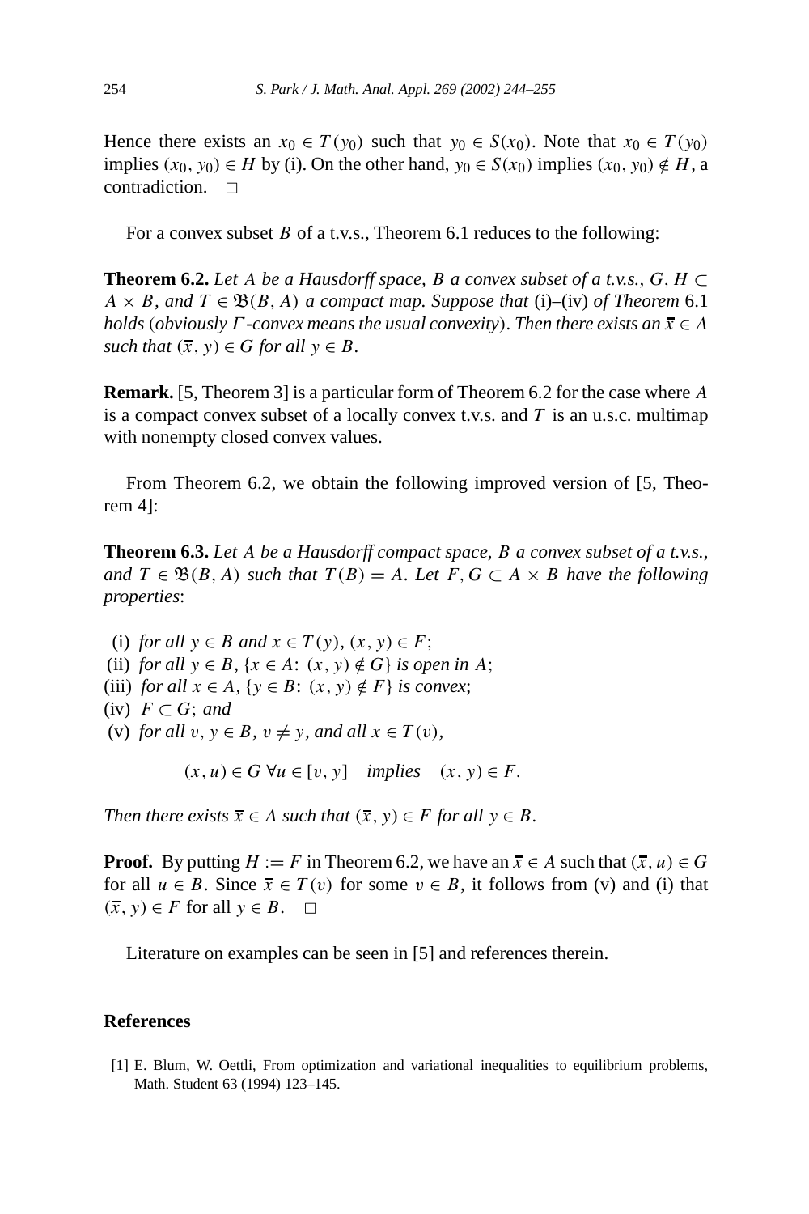Hence there exists an $x_0 \in T(y_0)$ such that $y_0 \in S(x_0)$. Note that $x_0 \in T(y_0)$ implies $(x_0, y_0) \in H$ by (i). On the other hand, $y_0 \in S(x_0)$ implies $(x_0, y_0) \notin H$, a contradiction. $\square$

For a convex subset $B$ of a t.v.s., Theorem 6.1 reduces to the following:

**Theorem 6.2.** *Let $A$ be a Hausdorff space, $B$ a convex subset of a t.v.s., $G, H \subset A \times B$, and $T \in \mathfrak{B}(B, A)$ a compact map. Suppose that* (i)–(iv) *of Theorem* 6.1 *holds* (*obviously $\Gamma$-convex means the usual convexity*). *Then there exists an $\bar{x} \in A$ such that $(\bar{x}, y) \in G$ for all $y \in B$.*

**Remark.** [5, Theorem 3] is a particular form of Theorem 6.2 for the case where $A$ is a compact convex subset of a locally convex t.v.s. and $T$ is an u.s.c. multimap with nonempty closed convex values.

From Theorem 6.2, we obtain the following improved version of [5, Theorem 4]:

**Theorem 6.3.** *Let $A$ be a Hausdorff compact space, $B$ a convex subset of a t.v.s., and $T \in \mathfrak{B}(B, A)$ such that $T(B) = A$. Let $F, G \subset A \times B$ have the following properties*:

(i) *for all $y \in B$ and $x \in T(y)$, $(x, y) \in F$*;
(ii) *for all $y \in B$, $\{x \in A\colon (x, y) \notin G\}$ is open in $A$*;
(iii) *for all $x \in A$, $\{y \in B\colon (x, y) \notin F\}$ is convex*;
(iv) *$F \subset G$; and*
(v) *for all $v, y \in B$, $v \neq y$, and all $x \in T(v)$,*

$$(x, u) \in G \ \forall u \in [v, y] \quad \textit{implies} \quad (x, y) \in F.$$

*Then there exists $\bar{x} \in A$ such that $(\bar{x}, y) \in F$ for all $y \in B$.*

**Proof.** By putting $H := F$ in Theorem 6.2, we have an $\bar{x} \in A$ such that $(\bar{x}, u) \in G$ for all $u \in B$. Since $\bar{x} \in T(v)$ for some $v \in B$, it follows from (v) and (i) that $(\bar{x}, y) \in F$ for all $y \in B$. $\square$

Literature on examples can be seen in [5] and references therein.

## References

[1] E. Blum, W. Oettli, From optimization and variational inequalities to equilibrium problems, Math. Student 63 (1994) 123–145.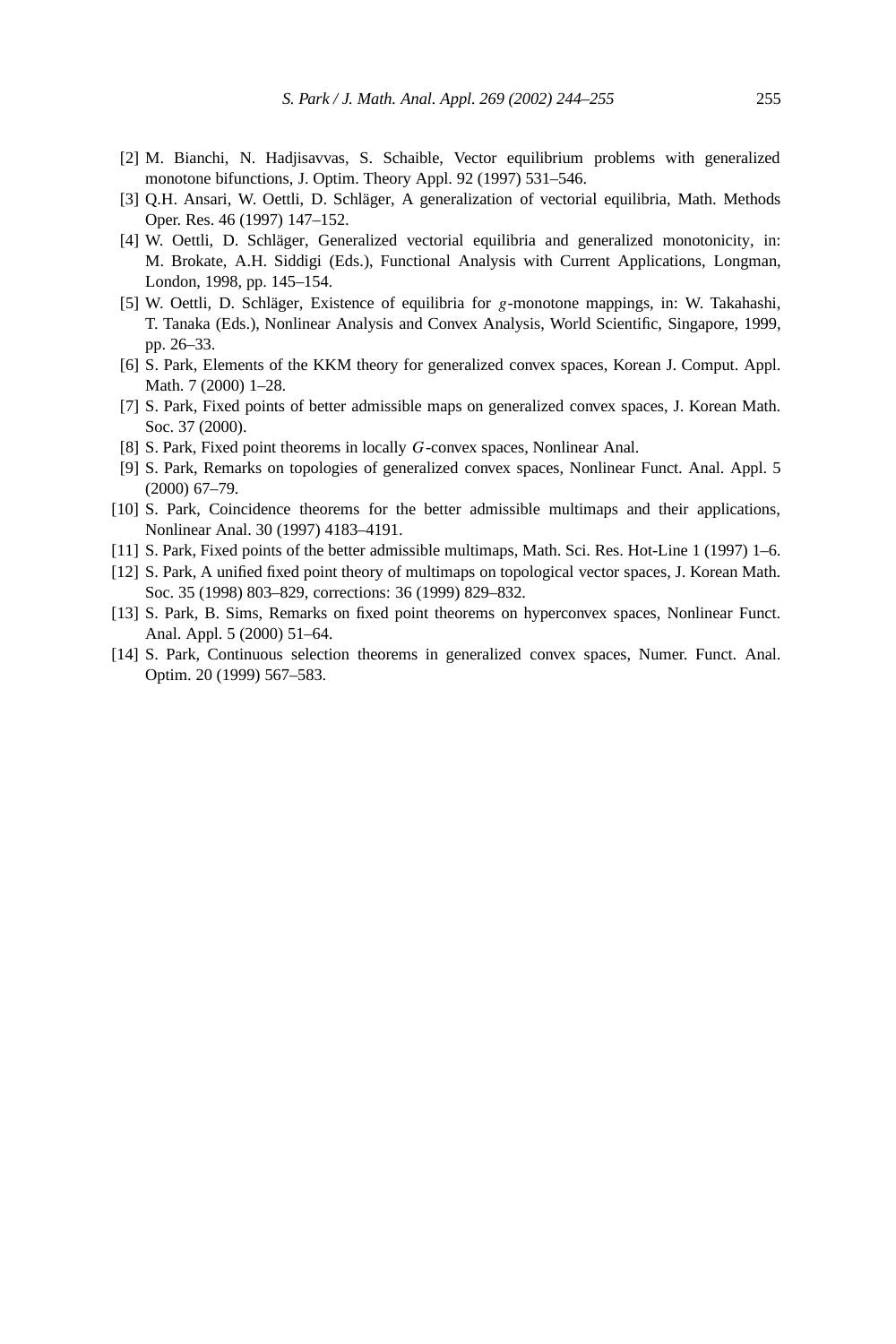[2] M. Bianchi, N. Hadjisavvas, S. Schaible, Vector equilibrium problems with generalized monotone bifunctions, J. Optim. Theory Appl. 92 (1997) 531–546.

[3] Q.H. Ansari, W. Oettli, D. Schläger, A generalization of vectorial equilibria, Math. Methods Oper. Res. 46 (1997) 147–152.

[4] W. Oettli, D. Schläger, Generalized vectorial equilibria and generalized monotonicity, in: M. Brokate, A.H. Siddigi (Eds.), Functional Analysis with Current Applications, Longman, London, 1998, pp. 145–154.

[5] W. Oettli, D. Schläger, Existence of equilibria for $g$-monotone mappings, in: W. Takahashi, T. Tanaka (Eds.), Nonlinear Analysis and Convex Analysis, World Scientific, Singapore, 1999, pp. 26–33.

[6] S. Park, Elements of the KKM theory for generalized convex spaces, Korean J. Comput. Appl. Math. 7 (2000) 1–28.

[7] S. Park, Fixed points of better admissible maps on generalized convex spaces, J. Korean Math. Soc. 37 (2000).

[8] S. Park, Fixed point theorems in locally $G$-convex spaces, Nonlinear Anal.

[9] S. Park, Remarks on topologies of generalized convex spaces, Nonlinear Funct. Anal. Appl. 5 (2000) 67–79.

[10] S. Park, Coincidence theorems for the better admissible multimaps and their applications, Nonlinear Anal. 30 (1997) 4183–4191.

[11] S. Park, Fixed points of the better admissible multimaps, Math. Sci. Res. Hot-Line 1 (1997) 1–6.

[12] S. Park, A unified fixed point theory of multimaps on topological vector spaces, J. Korean Math. Soc. 35 (1998) 803–829, corrections: 36 (1999) 829–832.

[13] S. Park, B. Sims, Remarks on fixed point theorems on hyperconvex spaces, Nonlinear Funct. Anal. Appl. 5 (2000) 51–64.

[14] S. Park, Continuous selection theorems in generalized convex spaces, Numer. Funct. Anal. Optim. 20 (1999) 567–583.